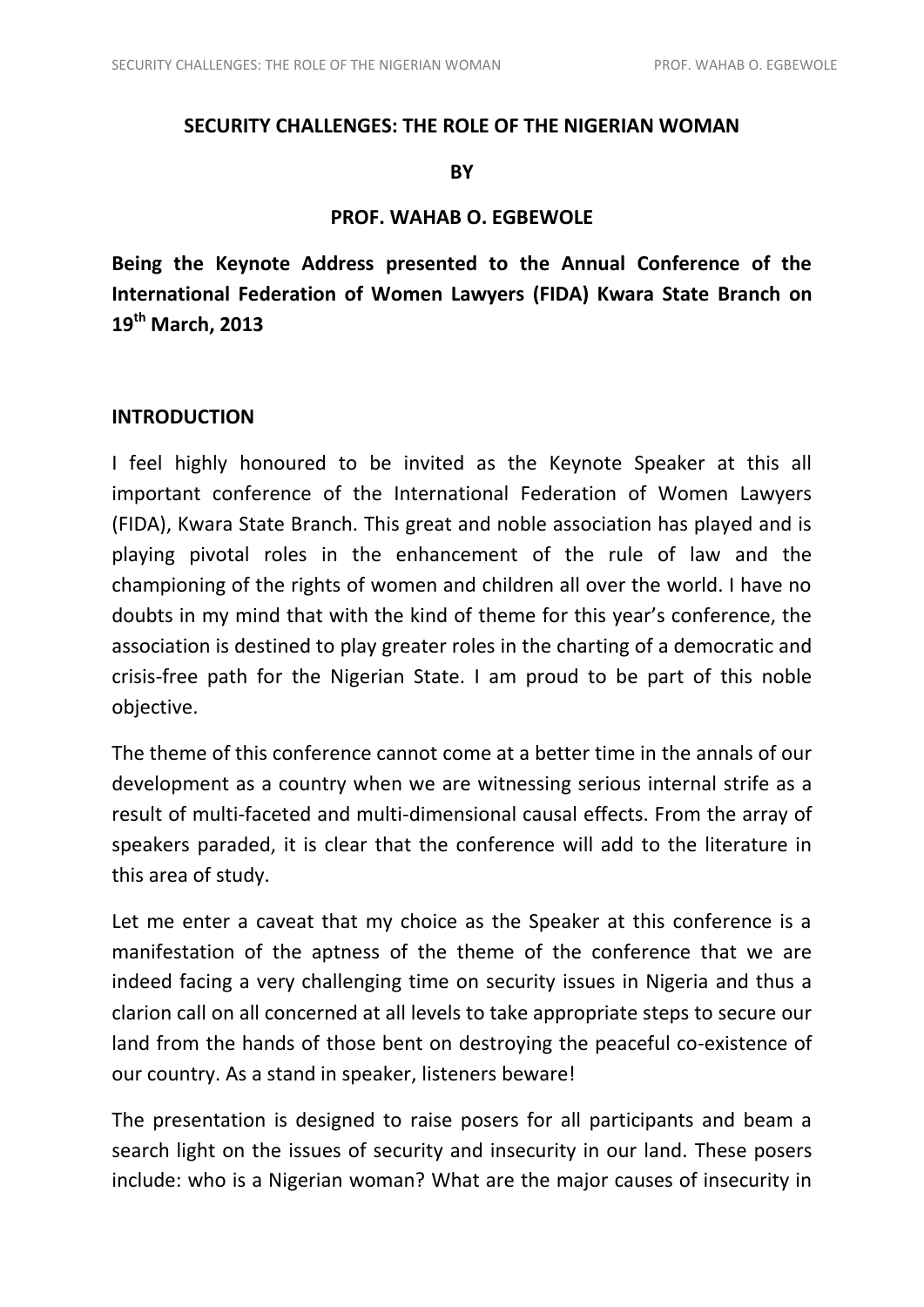# SECURITY CHALLENGES: THE ROLE OF THE NIGERIAN WOMAN

**BY**

**PROF. WAHAB O. EGBEWOLE**

**Being the Keynote Address presented to the Annual Conference of the International Federation of Women Lawyers (FIDA) Kwara State Branch on 19th March, 2013**

## INTRODUCTION

I feel highly honoured to be invited as the Keynote Speaker at this all important conference of the International Federation of Women Lawyers (FIDA), Kwara State Branch. This great and noble association has played and is playing pivotal roles in the enhancement of the rule of law and the championing of the rights of women and children all over the world. I have no doubts in my mind that with the kind of theme for this year's conference, the association is destined to play greater roles in the charting of a democratic and crisis-free path for the Nigerian State. I am proud to be part of this noble objective.

The theme of this conference cannot come at a better time in the annals of our development as a country when we are witnessing serious internal strife as a result of multi-faceted and multi-dimensional causal effects. From the array of speakers paraded, it is clear that the conference will add to the literature in this area of study.

Let me enter a caveat that my choice as the Speaker at this conference is a manifestation of the aptness of the theme of the conference that we are indeed facing a very challenging time on security issues in Nigeria and thus a clarion call on all concerned at all levels to take appropriate steps to secure our land from the hands of those bent on destroying the peaceful co-existence of our country. As a stand in speaker, listeners beware!

The presentation is designed to raise posers for all participants and beam a search light on the issues of security and insecurity in our land. These posers include: who is a Nigerian woman? What are the major causes of insecurity in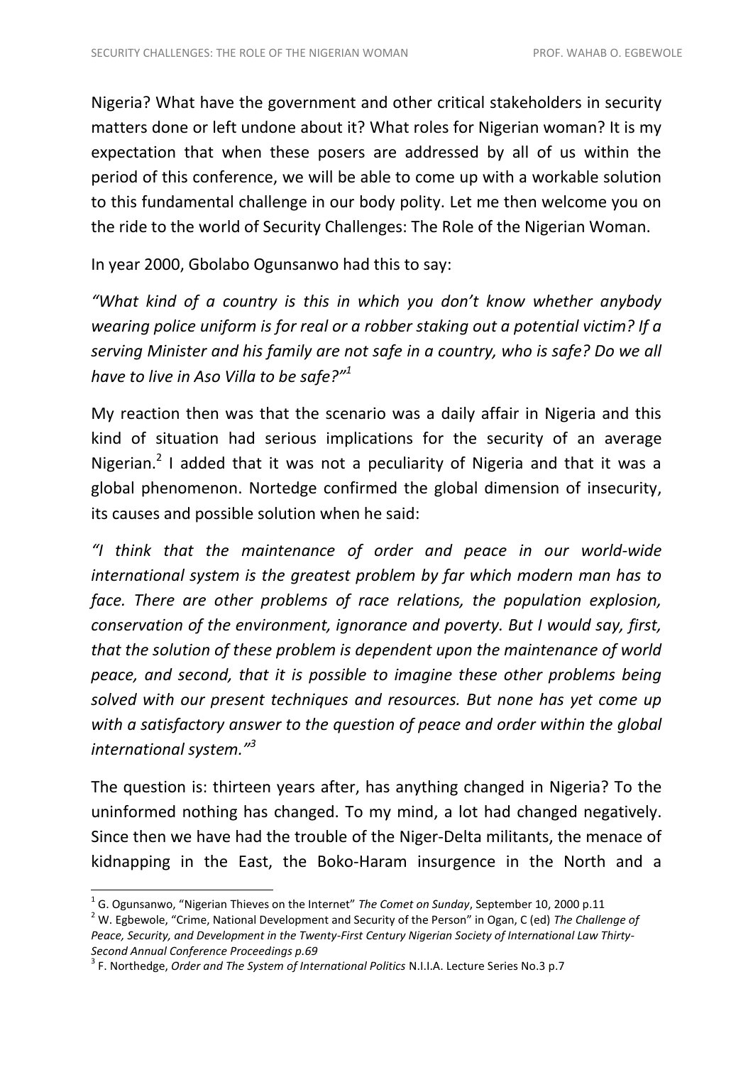Nigeria? What have the government and other critical stakeholders in security matters done or left undone about it? What roles for Nigerian woman? It is my expectation that when these posers are addressed by all of us within the period of this conference, we will be able to come up with a workable solution to this fundamental challenge in our body polity. Let me then welcome you on the ride to the world of Security Challenges: The Role of the Nigerian Woman.

In year 2000, Gbolabo Ogunsanwo had this to say:

*"What kind of a country is this in which you don't know whether anybody wearing police uniform is for real or a robber staking out a potential victim? If a serving Minister and his family are not safe in a country, who is safe? Do we all have to live in Aso Villa to be safe?"*[1]

My reaction then was that the scenario was a daily affair in Nigeria and this kind of situation had serious implications for the security of an average Nigerian.[2] I added that it was not a peculiarity of Nigeria and that it was a global phenomenon. Nortedge confirmed the global dimension of insecurity, its causes and possible solution when he said:

*"I think that the maintenance of order and peace in our world-wide international system is the greatest problem by far which modern man has to face. There are other problems of race relations, the population explosion, conservation of the environment, ignorance and poverty. But I would say, first, that the solution of these problem is dependent upon the maintenance of world peace, and second, that it is possible to imagine these other problems being solved with our present techniques and resources. But none has yet come up with a satisfactory answer to the question of peace and order within the global international system."*[3]

The question is: thirteen years after, has anything changed in Nigeria? To the uninformed nothing has changed. To my mind, a lot had changed negatively. Since then we have had the trouble of the Niger-Delta militants, the menace of kidnapping in the East, the Boko-Haram insurgence in the North and a

---

[1] G. Ogunsanwo, "Nigerian Thieves on the Internet" *The Comet on Sunday*, September 10, 2000 p.11

[2] W. Egbewole, "Crime, National Development and Security of the Person" in Ogan, C (ed) *The Challenge of Peace, Security, and Development in the Twenty-First Century Nigerian Society of International Law Thirty-Second Annual Conference Proceedings p.69*

[3] F. Northedge, *Order and The System of International Politics* N.I.I.A. Lecture Series No.3 p.7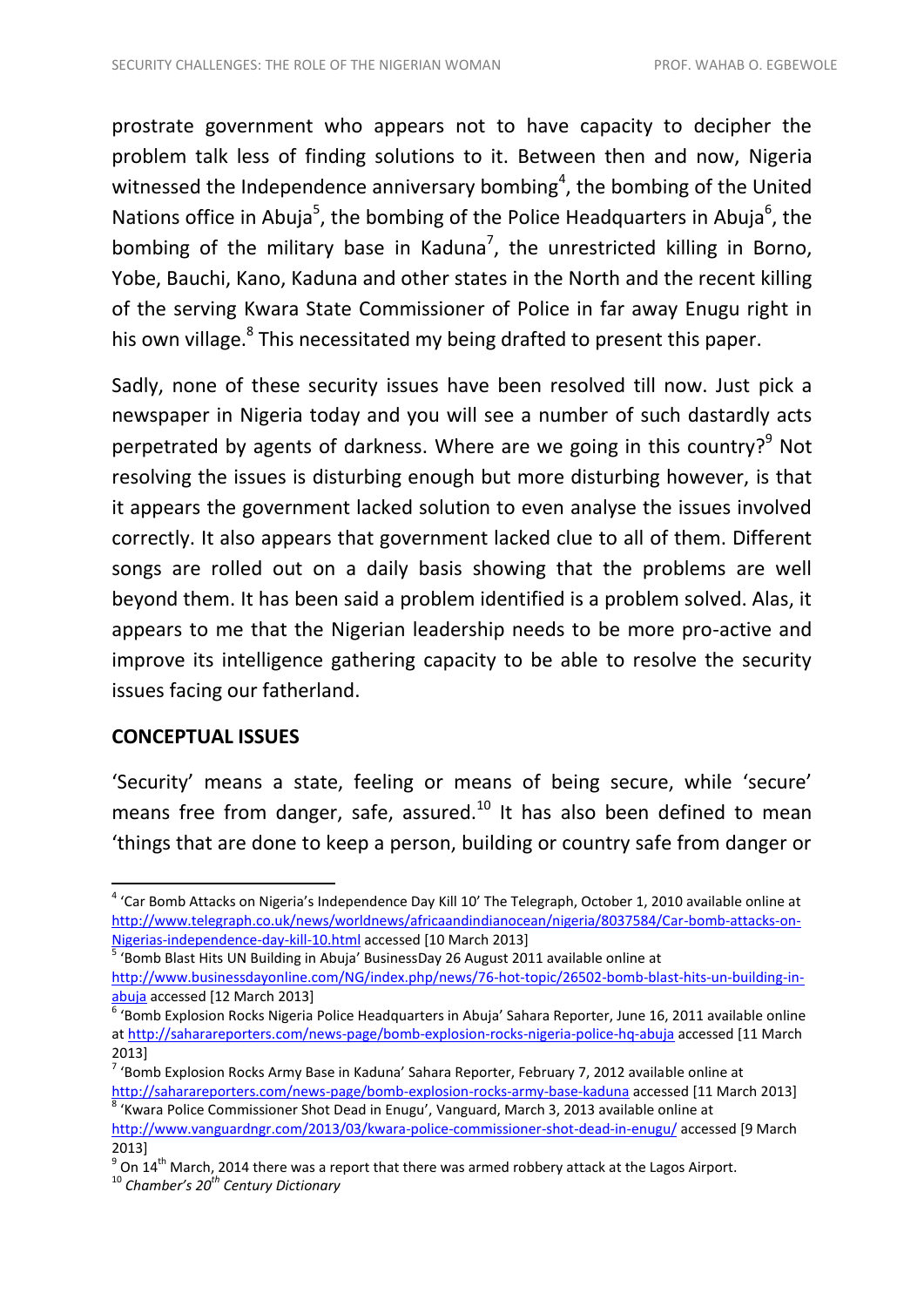prostrate government who appears not to have capacity to decipher the problem talk less of finding solutions to it. Between then and now, Nigeria witnessed the Independence anniversary bombing[4], the bombing of the United Nations office in Abuja[5], the bombing of the Police Headquarters in Abuja[6], the bombing of the military base in Kaduna[7], the unrestricted killing in Borno, Yobe, Bauchi, Kano, Kaduna and other states in the North and the recent killing of the serving Kwara State Commissioner of Police in far away Enugu right in his own village.[8] This necessitated my being drafted to present this paper.

Sadly, none of these security issues have been resolved till now. Just pick a newspaper in Nigeria today and you will see a number of such dastardly acts perpetrated by agents of darkness. Where are we going in this country?[9] Not resolving the issues is disturbing enough but more disturbing however, is that it appears the government lacked solution to even analyse the issues involved correctly. It also appears that government lacked clue to all of them. Different songs are rolled out on a daily basis showing that the problems are well beyond them. It has been said a problem identified is a problem solved. Alas, it appears to me that the Nigerian leadership needs to be more pro-active and improve its intelligence gathering capacity to be able to resolve the security issues facing our fatherland.

## CONCEPTUAL ISSUES

'Security' means a state, feeling or means of being secure, while 'secure' means free from danger, safe, assured.[10] It has also been defined to mean 'things that are done to keep a person, building or country safe from danger or

---

[4] 'Car Bomb Attacks on Nigeria's Independence Day Kill 10' The Telegraph, October 1, 2010 available online at http://www.telegraph.co.uk/news/worldnews/africaandindianocean/nigeria/8037584/Car-bomb-attacks-on-Nigerias-independence-day-kill-10.html accessed [10 March 2013]

[5] 'Bomb Blast Hits UN Building in Abuja' BusinessDay 26 August 2011 available online at http://www.businessdayonline.com/NG/index.php/news/76-hot-topic/26502-bomb-blast-hits-un-building-in-abuja accessed [12 March 2013]

[6] 'Bomb Explosion Rocks Nigeria Police Headquarters in Abuja' Sahara Reporter, June 16, 2011 available online at http://saharareporters.com/news-page/bomb-explosion-rocks-nigeria-police-hq-abuja accessed [11 March 2013]

[7] 'Bomb Explosion Rocks Army Base in Kaduna' Sahara Reporter, February 7, 2012 available online at http://saharareporters.com/news-page/bomb-explosion-rocks-army-base-kaduna accessed [11 March 2013]

[8] 'Kwara Police Commissioner Shot Dead in Enugu', Vanguard, March 3, 2013 available online at http://www.vanguardngr.com/2013/03/kwara-police-commissioner-shot-dead-in-enugu/ accessed [9 March 2013]

[9] On 14th March, 2014 there was a report that there was armed robbery attack at the Lagos Airport.

[10] *Chamber's 20th Century Dictionary*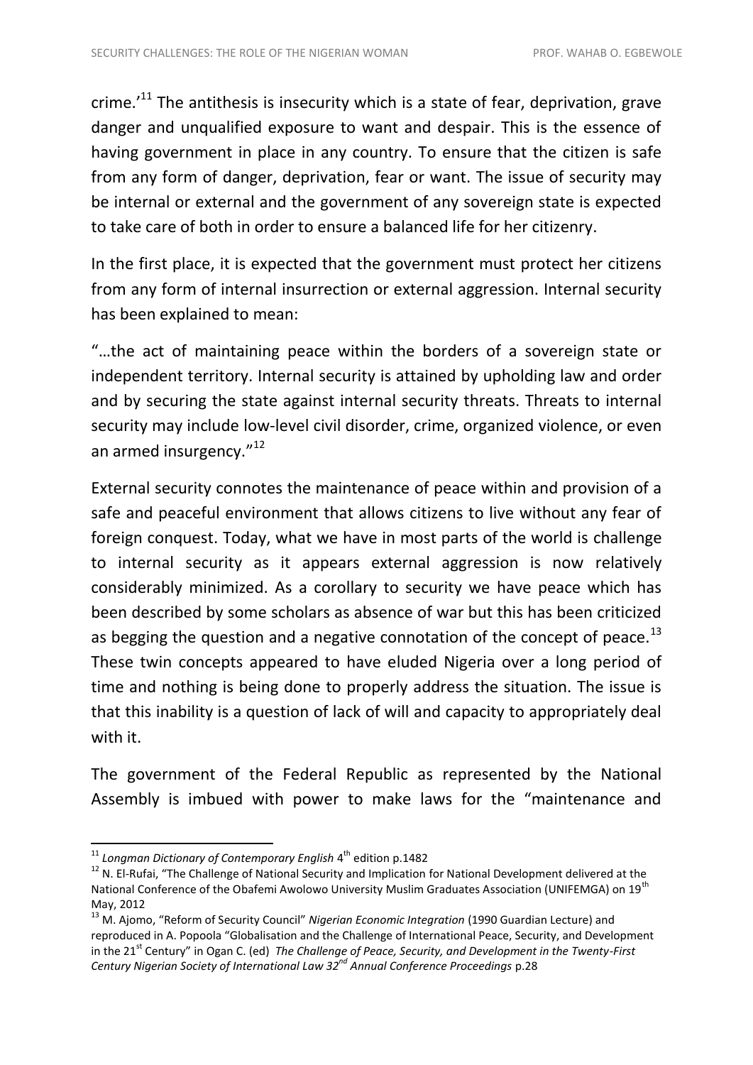crime.'[11] The antithesis is insecurity which is a state of fear, deprivation, grave danger and unqualified exposure to want and despair. This is the essence of having government in place in any country. To ensure that the citizen is safe from any form of danger, deprivation, fear or want. The issue of security may be internal or external and the government of any sovereign state is expected to take care of both in order to ensure a balanced life for her citizenry.

In the first place, it is expected that the government must protect her citizens from any form of internal insurrection or external aggression. Internal security has been explained to mean:

"…the act of maintaining peace within the borders of a sovereign state or independent territory. Internal security is attained by upholding law and order and by securing the state against internal security threats. Threats to internal security may include low-level civil disorder, crime, organized violence, or even an armed insurgency."[12]

External security connotes the maintenance of peace within and provision of a safe and peaceful environment that allows citizens to live without any fear of foreign conquest. Today, what we have in most parts of the world is challenge to internal security as it appears external aggression is now relatively considerably minimized. As a corollary to security we have peace which has been described by some scholars as absence of war but this has been criticized as begging the question and a negative connotation of the concept of peace.[13] These twin concepts appeared to have eluded Nigeria over a long period of time and nothing is being done to properly address the situation. The issue is that this inability is a question of lack of will and capacity to appropriately deal with it.

The government of the Federal Republic as represented by the National Assembly is imbued with power to make laws for the "maintenance and

---

[11] *Longman Dictionary of Contemporary English* 4th edition p.1482

[12] N. El-Rufai, "The Challenge of National Security and Implication for National Development delivered at the National Conference of the Obafemi Awolowo University Muslim Graduates Association (UNIFEMGA) on 19th May, 2012

[13] M. Ajomo, "Reform of Security Council" *Nigerian Economic Integration* (1990 Guardian Lecture) and reproduced in A. Popoola "Globalisation and the Challenge of International Peace, Security, and Development in the 21st Century" in Ogan C. (ed) *The Challenge of Peace, Security, and Development in the Twenty-First Century Nigerian Society of International Law 32nd Annual Conference Proceedings* p.28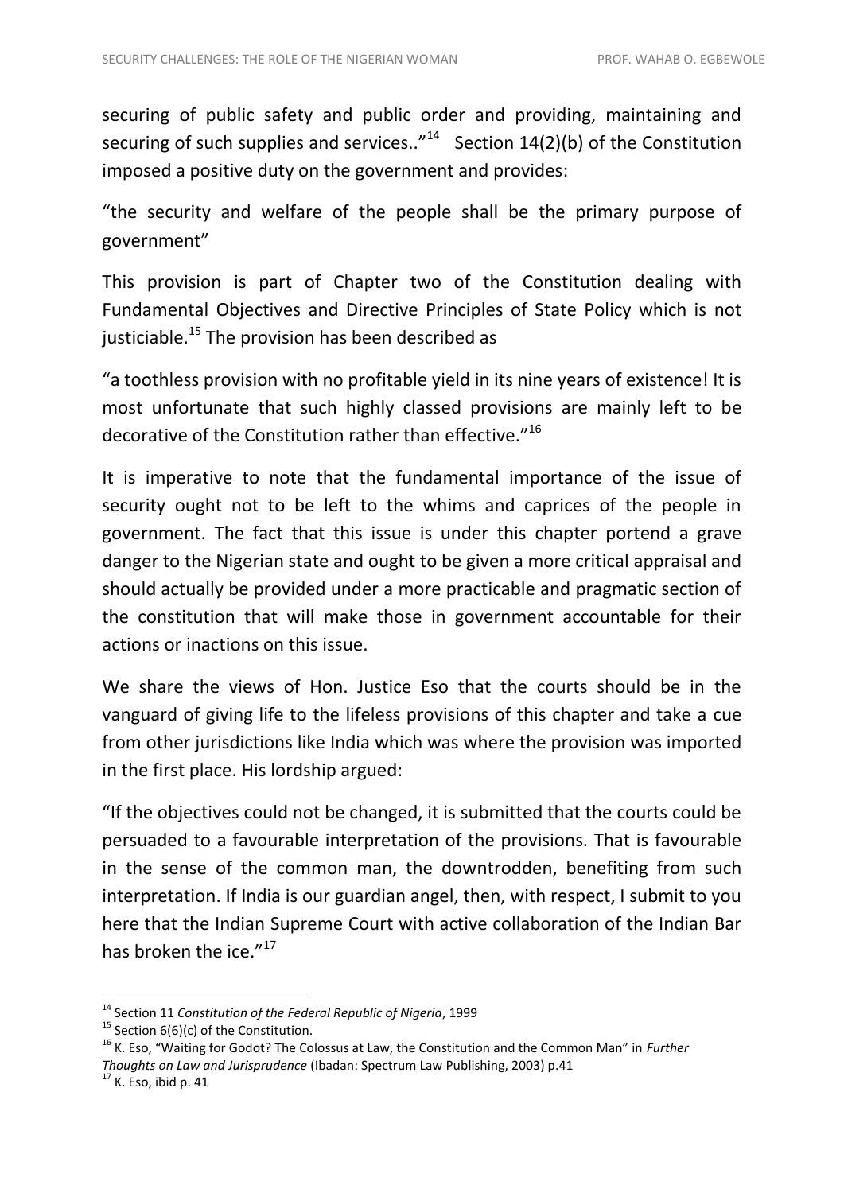securing of public safety and public order and providing, maintaining and securing of such supplies and services.."[14] Section 14(2)(b) of the Constitution imposed a positive duty on the government and provides:

"the security and welfare of the people shall be the primary purpose of government"

This provision is part of Chapter two of the Constitution dealing with Fundamental Objectives and Directive Principles of State Policy which is not justiciable.[15] The provision has been described as

"a toothless provision with no profitable yield in its nine years of existence! It is most unfortunate that such highly classed provisions are mainly left to be decorative of the Constitution rather than effective."[16]

It is imperative to note that the fundamental importance of the issue of security ought not to be left to the whims and caprices of the people in government. The fact that this issue is under this chapter portend a grave danger to the Nigerian state and ought to be given a more critical appraisal and should actually be provided under a more practicable and pragmatic section of the constitution that will make those in government accountable for their actions or inactions on this issue.

We share the views of Hon. Justice Eso that the courts should be in the vanguard of giving life to the lifeless provisions of this chapter and take a cue from other jurisdictions like India which was where the provision was imported in the first place. His lordship argued:

"If the objectives could not be changed, it is submitted that the courts could be persuaded to a favourable interpretation of the provisions. That is favourable in the sense of the common man, the downtrodden, benefiting from such interpretation. If India is our guardian angel, then, with respect, I submit to you here that the Indian Supreme Court with active collaboration of the Indian Bar has broken the ice."[17]

---

[14] Section 11 *Constitution of the Federal Republic of Nigeria*, 1999

[15] Section 6(6)(c) of the Constitution.

[16] K. Eso, "Waiting for Godot? The Colossus at Law, the Constitution and the Common Man" in *Further Thoughts on Law and Jurisprudence* (Ibadan: Spectrum Law Publishing, 2003) p.41

[17] K. Eso, ibid p. 41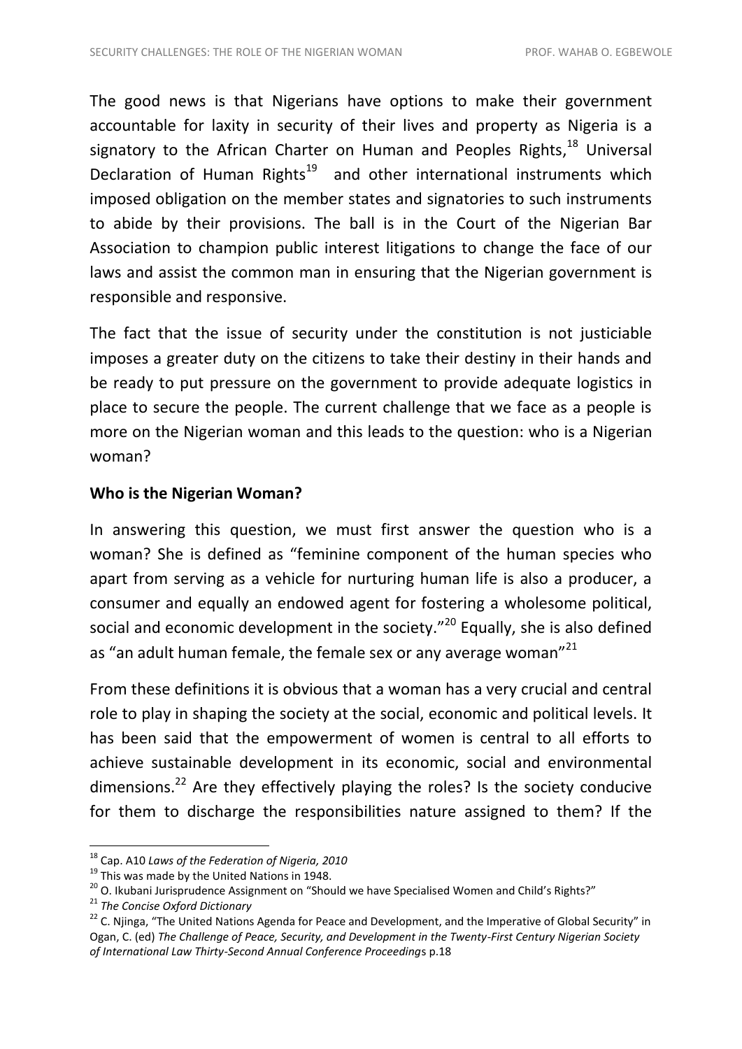The good news is that Nigerians have options to make their government accountable for laxity in security of their lives and property as Nigeria is a signatory to the African Charter on Human and Peoples Rights,[18] Universal Declaration of Human Rights[19] and other international instruments which imposed obligation on the member states and signatories to such instruments to abide by their provisions. The ball is in the Court of the Nigerian Bar Association to champion public interest litigations to change the face of our laws and assist the common man in ensuring that the Nigerian government is responsible and responsive.

The fact that the issue of security under the constitution is not justiciable imposes a greater duty on the citizens to take their destiny in their hands and be ready to put pressure on the government to provide adequate logistics in place to secure the people. The current challenge that we face as a people is more on the Nigerian woman and this leads to the question: who is a Nigerian woman?

**Who is the Nigerian Woman?**

In answering this question, we must first answer the question who is a woman? She is defined as "feminine component of the human species who apart from serving as a vehicle for nurturing human life is also a producer, a consumer and equally an endowed agent for fostering a wholesome political, social and economic development in the society."[20] Equally, she is also defined as "an adult human female, the female sex or any average woman"[21]

From these definitions it is obvious that a woman has a very crucial and central role to play in shaping the society at the social, economic and political levels. It has been said that the empowerment of women is central to all efforts to achieve sustainable development in its economic, social and environmental dimensions.[22] Are they effectively playing the roles? Is the society conducive for them to discharge the responsibilities nature assigned to them? If the

---

[18] Cap. A10 *Laws of the Federation of Nigeria, 2010*

[19] This was made by the United Nations in 1948.

[20] O. Ikubani Jurisprudence Assignment on "Should we have Specialised Women and Child's Rights?"

[21] *The Concise Oxford Dictionary*

[22] C. Njinga, "The United Nations Agenda for Peace and Development, and the Imperative of Global Security" in Ogan, C. (ed) *The Challenge of Peace, Security, and Development in the Twenty-First Century Nigerian Society of International Law Thirty-Second Annual Conference Proceedings* p.18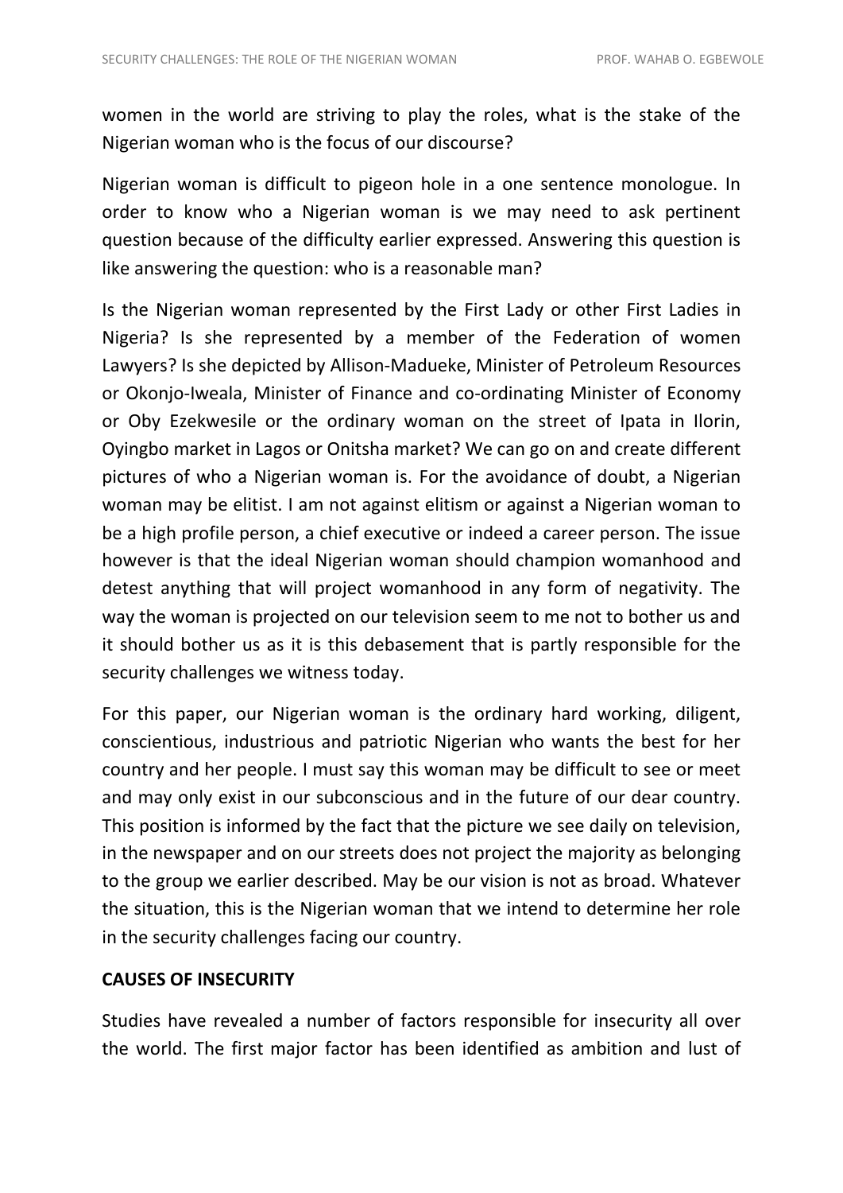women in the world are striving to play the roles, what is the stake of the Nigerian woman who is the focus of our discourse?

Nigerian woman is difficult to pigeon hole in a one sentence monologue. In order to know who a Nigerian woman is we may need to ask pertinent question because of the difficulty earlier expressed. Answering this question is like answering the question: who is a reasonable man?

Is the Nigerian woman represented by the First Lady or other First Ladies in Nigeria? Is she represented by a member of the Federation of women Lawyers? Is she depicted by Allison-Madueke, Minister of Petroleum Resources or Okonjo-Iweala, Minister of Finance and co-ordinating Minister of Economy or Oby Ezekwesile or the ordinary woman on the street of Ipata in Ilorin, Oyingbo market in Lagos or Onitsha market? We can go on and create different pictures of who a Nigerian woman is. For the avoidance of doubt, a Nigerian woman may be elitist. I am not against elitism or against a Nigerian woman to be a high profile person, a chief executive or indeed a career person. The issue however is that the ideal Nigerian woman should champion womanhood and detest anything that will project womanhood in any form of negativity. The way the woman is projected on our television seem to me not to bother us and it should bother us as it is this debasement that is partly responsible for the security challenges we witness today.

For this paper, our Nigerian woman is the ordinary hard working, diligent, conscientious, industrious and patriotic Nigerian who wants the best for her country and her people. I must say this woman may be difficult to see or meet and may only exist in our subconscious and in the future of our dear country. This position is informed by the fact that the picture we see daily on television, in the newspaper and on our streets does not project the majority as belonging to the group we earlier described. May be our vision is not as broad. Whatever the situation, this is the Nigerian woman that we intend to determine her role in the security challenges facing our country.

**CAUSES OF INSECURITY**

Studies have revealed a number of factors responsible for insecurity all over the world. The first major factor has been identified as ambition and lust of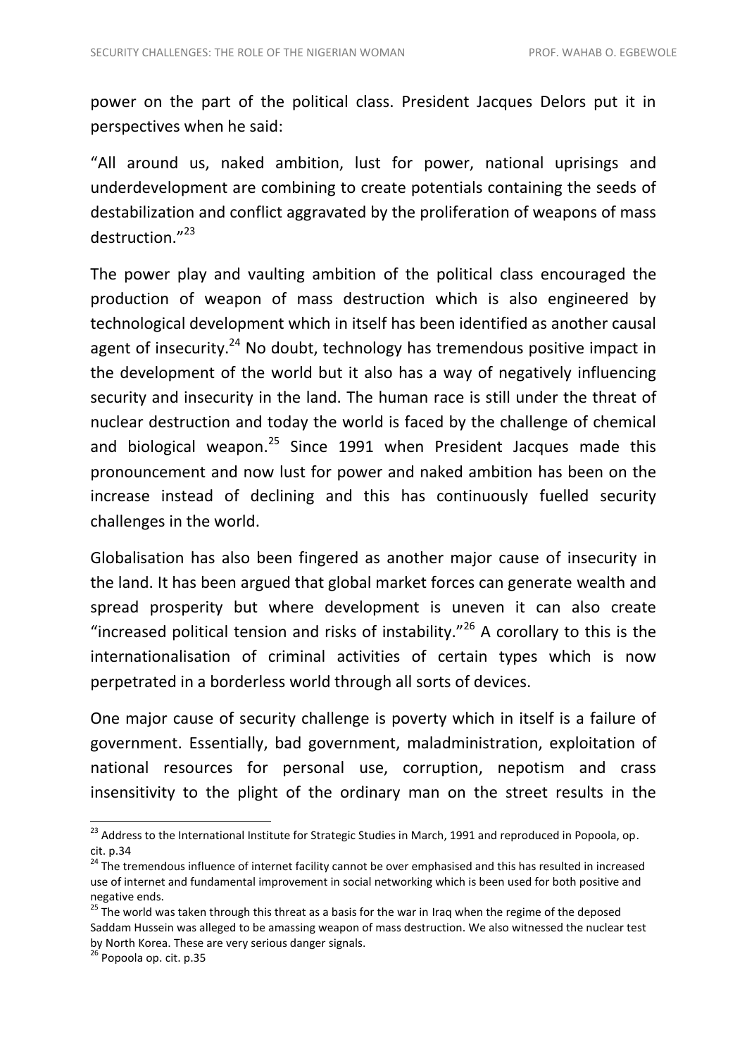power on the part of the political class. President Jacques Delors put it in perspectives when he said:

"All around us, naked ambition, lust for power, national uprisings and underdevelopment are combining to create potentials containing the seeds of destabilization and conflict aggravated by the proliferation of weapons of mass destruction."[23]

The power play and vaulting ambition of the political class encouraged the production of weapon of mass destruction which is also engineered by technological development which in itself has been identified as another causal agent of insecurity.[24] No doubt, technology has tremendous positive impact in the development of the world but it also has a way of negatively influencing security and insecurity in the land. The human race is still under the threat of nuclear destruction and today the world is faced by the challenge of chemical and biological weapon.[25] Since 1991 when President Jacques made this pronouncement and now lust for power and naked ambition has been on the increase instead of declining and this has continuously fuelled security challenges in the world.

Globalisation has also been fingered as another major cause of insecurity in the land. It has been argued that global market forces can generate wealth and spread prosperity but where development is uneven it can also create "increased political tension and risks of instability."[26] A corollary to this is the internationalisation of criminal activities of certain types which is now perpetrated in a borderless world through all sorts of devices.

One major cause of security challenge is poverty which in itself is a failure of government. Essentially, bad government, maladministration, exploitation of national resources for personal use, corruption, nepotism and crass insensitivity to the plight of the ordinary man on the street results in the

---

[23] Address to the International Institute for Strategic Studies in March, 1991 and reproduced in Popoola, op. cit. p.34

[24] The tremendous influence of internet facility cannot be over emphasised and this has resulted in increased use of internet and fundamental improvement in social networking which is been used for both positive and negative ends.

[25] The world was taken through this threat as a basis for the war in Iraq when the regime of the deposed Saddam Hussein was alleged to be amassing weapon of mass destruction. We also witnessed the nuclear test by North Korea. These are very serious danger signals.

[26] Popoola op. cit. p.35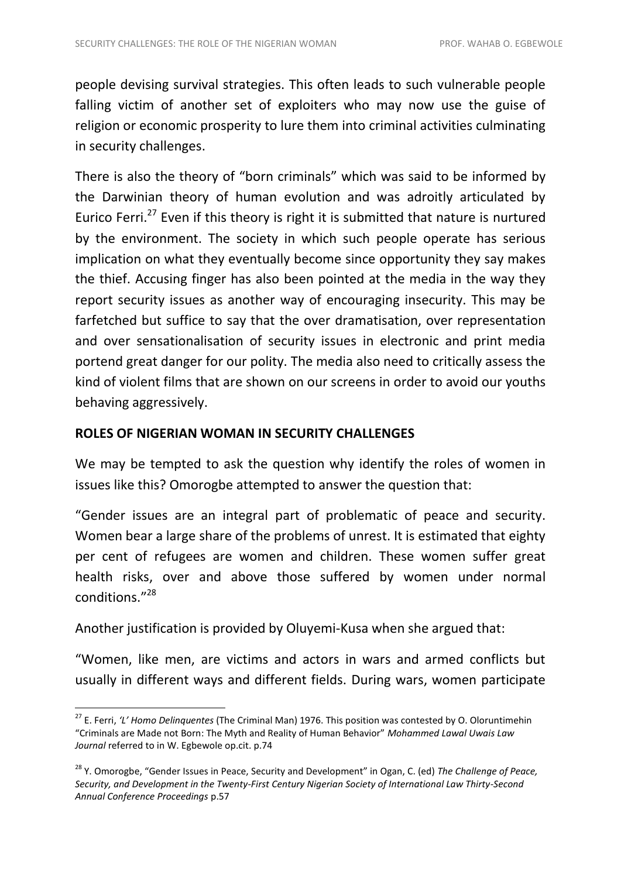people devising survival strategies. This often leads to such vulnerable people falling victim of another set of exploiters who may now use the guise of religion or economic prosperity to lure them into criminal activities culminating in security challenges.

There is also the theory of "born criminals" which was said to be informed by the Darwinian theory of human evolution and was adroitly articulated by Eurico Ferri.[27] Even if this theory is right it is submitted that nature is nurtured by the environment. The society in which such people operate has serious implication on what they eventually become since opportunity they say makes the thief. Accusing finger has also been pointed at the media in the way they report security issues as another way of encouraging insecurity. This may be farfetched but suffice to say that the over dramatisation, over representation and over sensationalisation of security issues in electronic and print media portend great danger for our polity. The media also need to critically assess the kind of violent films that are shown on our screens in order to avoid our youths behaving aggressively.

**ROLES OF NIGERIAN WOMAN IN SECURITY CHALLENGES**

We may be tempted to ask the question why identify the roles of women in issues like this? Omorogbe attempted to answer the question that:

"Gender issues are an integral part of problematic of peace and security. Women bear a large share of the problems of unrest. It is estimated that eighty per cent of refugees are women and children. These women suffer great health risks, over and above those suffered by women under normal conditions."[28]

Another justification is provided by Oluyemi-Kusa when she argued that:

"Women, like men, are victims and actors in wars and armed conflicts but usually in different ways and different fields. During wars, women participate

---

[27] E. Ferri, *'L' Homo Delinquentes* (The Criminal Man) 1976. This position was contested by O. Oloruntimehin "Criminals are Made not Born: The Myth and Reality of Human Behavior" *Mohammed Lawal Uwais Law Journal* referred to in W. Egbewole op.cit. p.74

[28] Y. Omorogbe, "Gender Issues in Peace, Security and Development" in Ogan, C. (ed) *The Challenge of Peace, Security, and Development in the Twenty-First Century Nigerian Society of International Law Thirty-Second Annual Conference Proceedings* p.57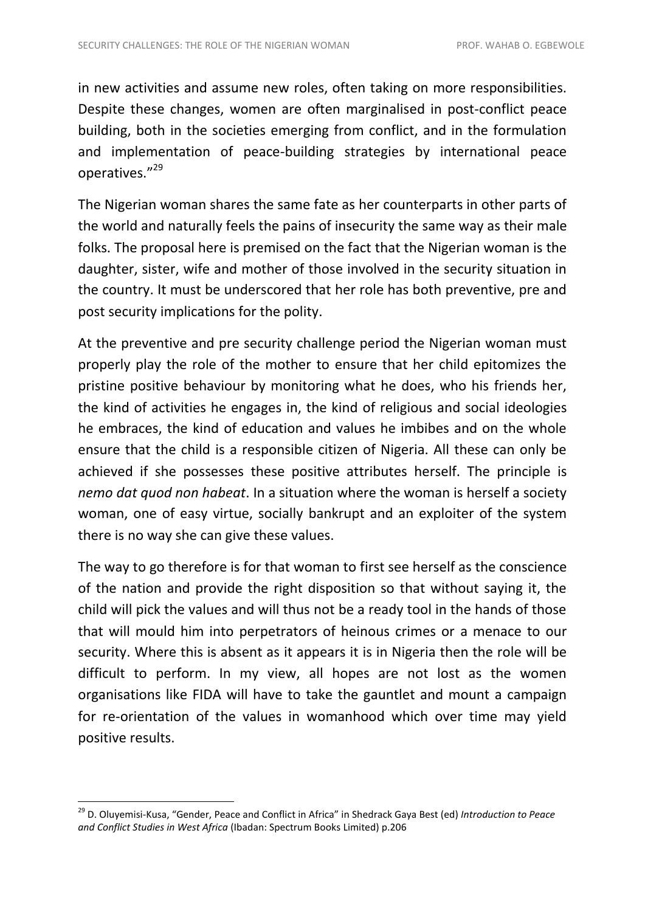in new activities and assume new roles, often taking on more responsibilities. Despite these changes, women are often marginalised in post-conflict peace building, both in the societies emerging from conflict, and in the formulation and implementation of peace-building strategies by international peace operatives."[29]

The Nigerian woman shares the same fate as her counterparts in other parts of the world and naturally feels the pains of insecurity the same way as their male folks. The proposal here is premised on the fact that the Nigerian woman is the daughter, sister, wife and mother of those involved in the security situation in the country. It must be underscored that her role has both preventive, pre and post security implications for the polity.

At the preventive and pre security challenge period the Nigerian woman must properly play the role of the mother to ensure that her child epitomizes the pristine positive behaviour by monitoring what he does, who his friends her, the kind of activities he engages in, the kind of religious and social ideologies he embraces, the kind of education and values he imbibes and on the whole ensure that the child is a responsible citizen of Nigeria. All these can only be achieved if she possesses these positive attributes herself. The principle is *nemo dat quod non habeat*. In a situation where the woman is herself a society woman, one of easy virtue, socially bankrupt and an exploiter of the system there is no way she can give these values.

The way to go therefore is for that woman to first see herself as the conscience of the nation and provide the right disposition so that without saying it, the child will pick the values and will thus not be a ready tool in the hands of those that will mould him into perpetrators of heinous crimes or a menace to our security. Where this is absent as it appears it is in Nigeria then the role will be difficult to perform. In my view, all hopes are not lost as the women organisations like FIDA will have to take the gauntlet and mount a campaign for re-orientation of the values in womanhood which over time may yield positive results.

---

[29] D. Oluyemisi-Kusa, "Gender, Peace and Conflict in Africa" in Shedrack Gaya Best (ed) *Introduction to Peace and Conflict Studies in West Africa* (Ibadan: Spectrum Books Limited) p.206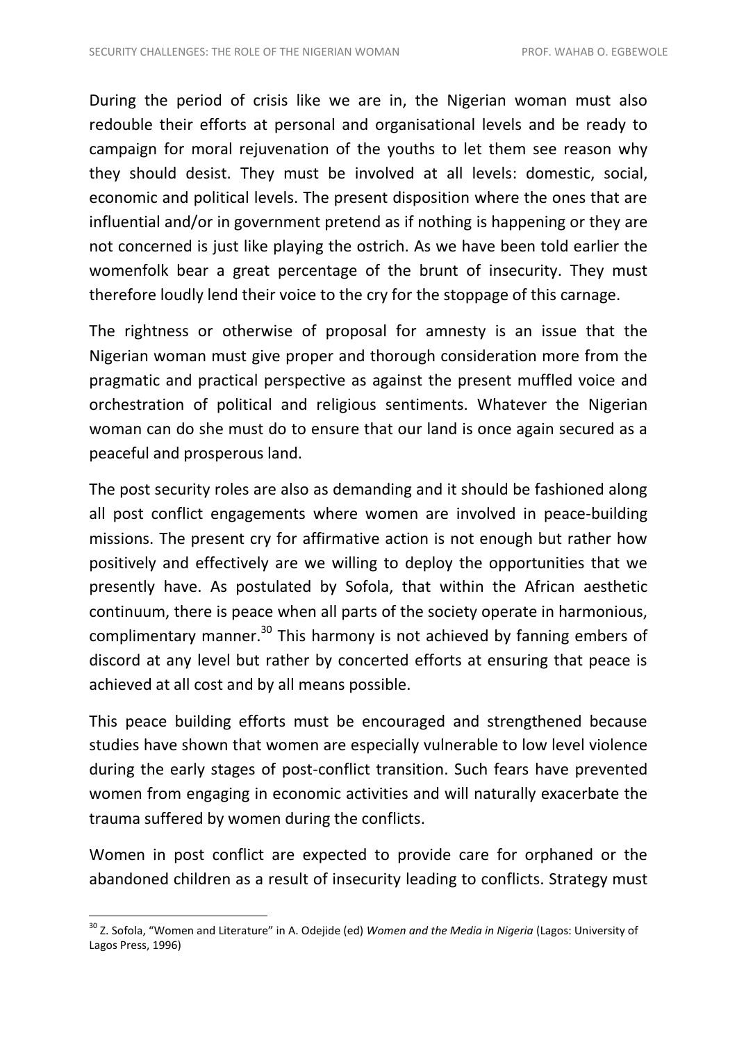During the period of crisis like we are in, the Nigerian woman must also redouble their efforts at personal and organisational levels and be ready to campaign for moral rejuvenation of the youths to let them see reason why they should desist. They must be involved at all levels: domestic, social, economic and political levels. The present disposition where the ones that are influential and/or in government pretend as if nothing is happening or they are not concerned is just like playing the ostrich. As we have been told earlier the womenfolk bear a great percentage of the brunt of insecurity. They must therefore loudly lend their voice to the cry for the stoppage of this carnage.

The rightness or otherwise of proposal for amnesty is an issue that the Nigerian woman must give proper and thorough consideration more from the pragmatic and practical perspective as against the present muffled voice and orchestration of political and religious sentiments. Whatever the Nigerian woman can do she must do to ensure that our land is once again secured as a peaceful and prosperous land.

The post security roles are also as demanding and it should be fashioned along all post conflict engagements where women are involved in peace-building missions. The present cry for affirmative action is not enough but rather how positively and effectively are we willing to deploy the opportunities that we presently have. As postulated by Sofola, that within the African aesthetic continuum, there is peace when all parts of the society operate in harmonious, complimentary manner.[30] This harmony is not achieved by fanning embers of discord at any level but rather by concerted efforts at ensuring that peace is achieved at all cost and by all means possible.

This peace building efforts must be encouraged and strengthened because studies have shown that women are especially vulnerable to low level violence during the early stages of post-conflict transition. Such fears have prevented women from engaging in economic activities and will naturally exacerbate the trauma suffered by women during the conflicts.

Women in post conflict are expected to provide care for orphaned or the abandoned children as a result of insecurity leading to conflicts. Strategy must

---

[30] Z. Sofola, "Women and Literature" in A. Odejide (ed) *Women and the Media in Nigeria* (Lagos: University of Lagos Press, 1996)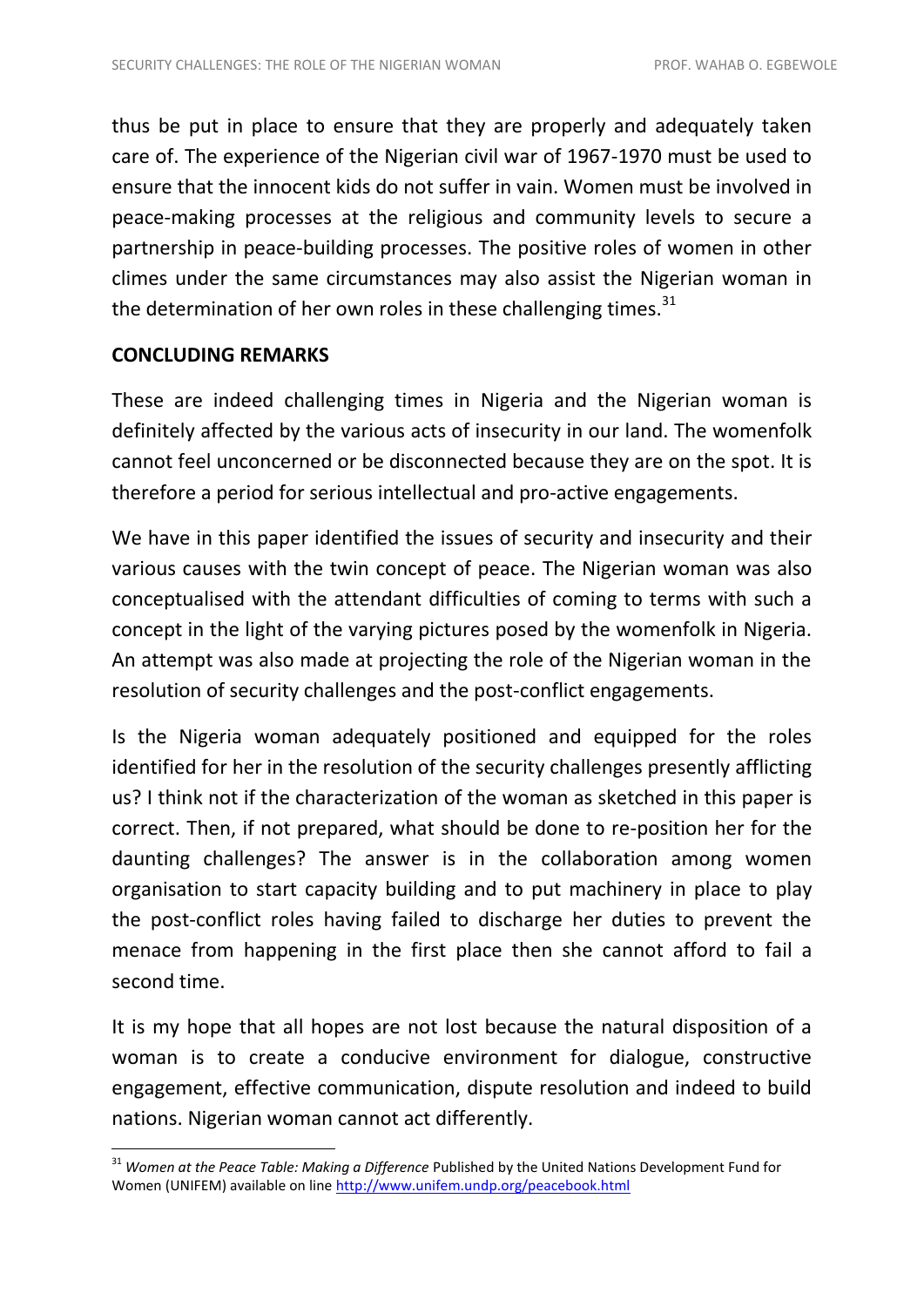thus be put in place to ensure that they are properly and adequately taken care of. The experience of the Nigerian civil war of 1967-1970 must be used to ensure that the innocent kids do not suffer in vain. Women must be involved in peace-making processes at the religious and community levels to secure a partnership in peace-building processes. The positive roles of women in other climes under the same circumstances may also assist the Nigerian woman in the determination of her own roles in these challenging times.[31]

## CONCLUDING REMARKS

These are indeed challenging times in Nigeria and the Nigerian woman is definitely affected by the various acts of insecurity in our land. The womenfolk cannot feel unconcerned or be disconnected because they are on the spot. It is therefore a period for serious intellectual and pro-active engagements.

We have in this paper identified the issues of security and insecurity and their various causes with the twin concept of peace. The Nigerian woman was also conceptualised with the attendant difficulties of coming to terms with such a concept in the light of the varying pictures posed by the womenfolk in Nigeria. An attempt was also made at projecting the role of the Nigerian woman in the resolution of security challenges and the post-conflict engagements.

Is the Nigeria woman adequately positioned and equipped for the roles identified for her in the resolution of the security challenges presently afflicting us? I think not if the characterization of the woman as sketched in this paper is correct. Then, if not prepared, what should be done to re-position her for the daunting challenges? The answer is in the collaboration among women organisation to start capacity building and to put machinery in place to play the post-conflict roles having failed to discharge her duties to prevent the menace from happening in the first place then she cannot afford to fail a second time.

It is my hope that all hopes are not lost because the natural disposition of a woman is to create a conducive environment for dialogue, constructive engagement, effective communication, dispute resolution and indeed to build nations. Nigerian woman cannot act differently.

---

[31] *Women at the Peace Table: Making a Difference* Published by the United Nations Development Fund for Women (UNIFEM) available on line http://www.unifem.undp.org/peacebook.html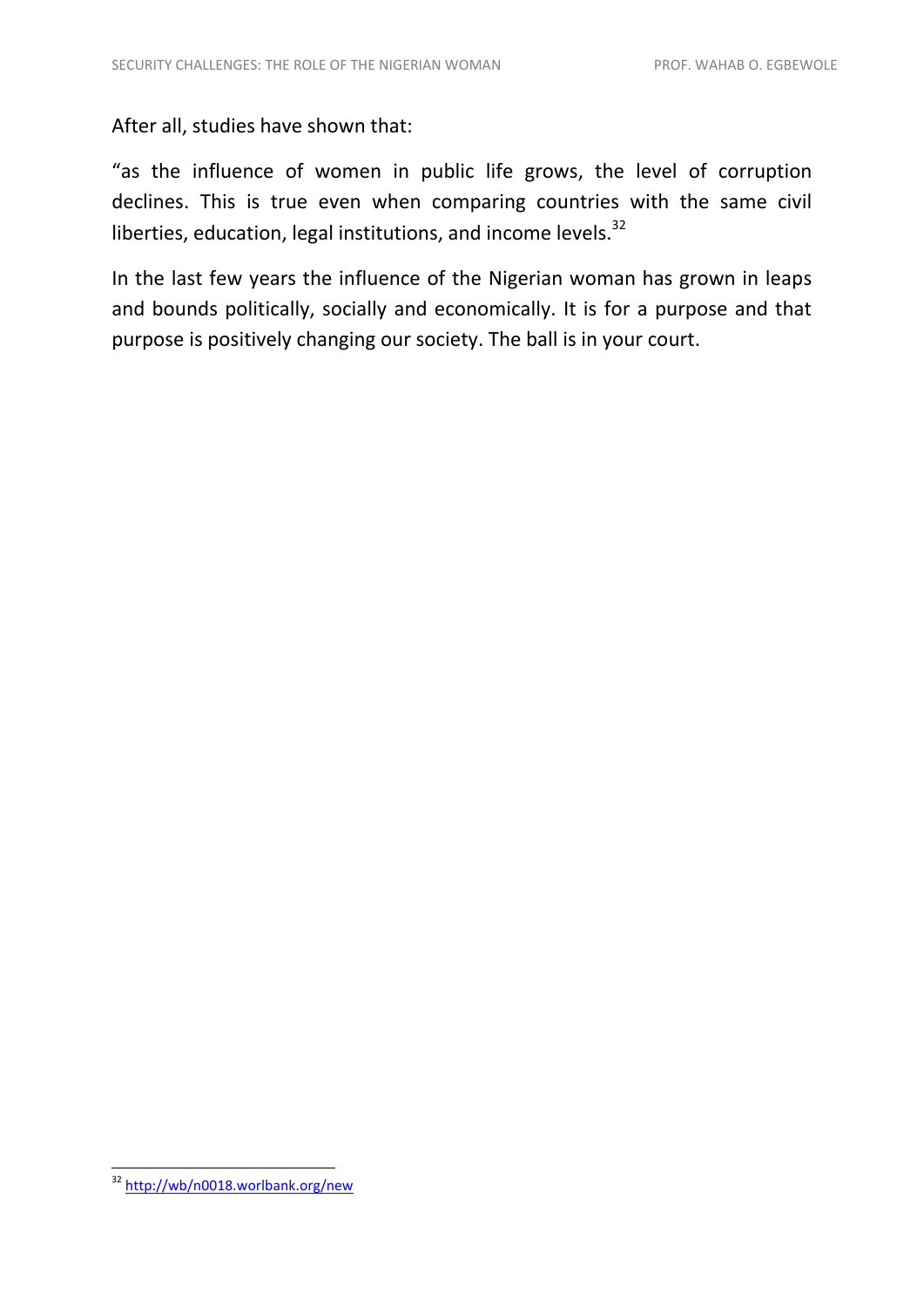After all, studies have shown that:

"as the influence of women in public life grows, the level of corruption declines. This is true even when comparing countries with the same civil liberties, education, legal institutions, and income levels.[32]

In the last few years the influence of the Nigerian woman has grown in leaps and bounds politically, socially and economically. It is for a purpose and that purpose is positively changing our society. The ball is in your court.

---

[32] http://wb/n0018.worlbank.org/new